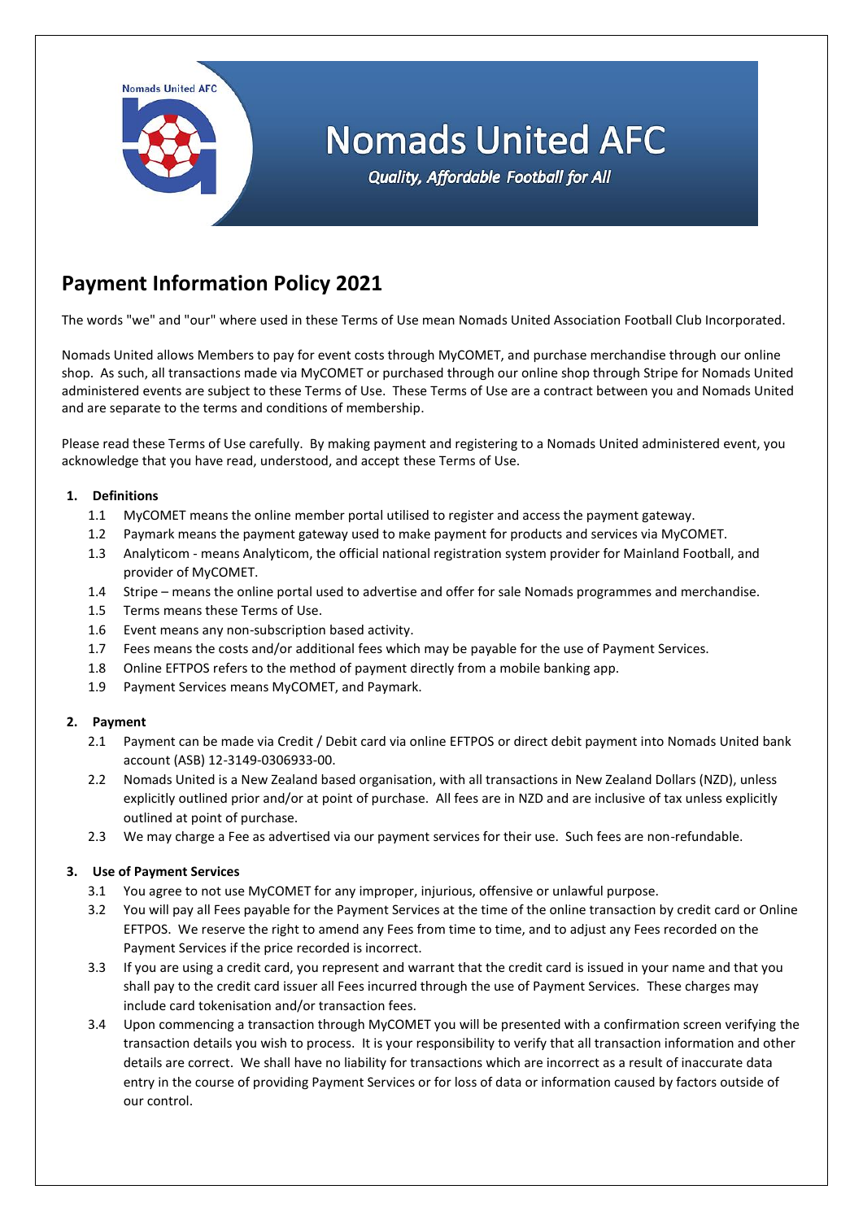# Nomads United AFC

*Quality, Affordable Football for All*

## Payment Information Policy 2021

The words "we" and "our" where used in these Terms of Use mean Nomads United Association Football Club Incorporated.

Nomads United allows Members to pay for event costs through MyCOMET, and purchase merchandise through our online shop. As such, all transactions made via MyCOMET or purchased through our online shop through Stripe for Nomads United administered events are subject to these Terms of Use. These Terms of Use are a contract between you and Nomads United and are separate to the terms and conditions of membership.

Please read these Terms of Use carefully. By making payment and registering to a Nomads United administered event, you acknowledge that you have read, understood, and accept these Terms of Use.

1. **Definitions**
   - 1.1 MyCOMET means the online member portal utilised to register and access the payment gateway.
   - 1.2 Paymark means the payment gateway used to make payment for products and services via MyCOMET.
   - 1.3 Analyticom - means Analyticom, the official national registration system provider for Mainland Football, and provider of MyCOMET.
   - 1.4 Stripe – means the online portal used to advertise and offer for sale Nomads programmes and merchandise.
   - 1.5 Terms means these Terms of Use.
   - 1.6 Event means any non-subscription based activity.
   - 1.7 Fees means the costs and/or additional fees which may be payable for the use of Payment Services.
   - 1.8 Online EFTPOS refers to the method of payment directly from a mobile banking app.
   - 1.9 Payment Services means MyCOMET, and Paymark.

2. **Payment**
   - 2.1 Payment can be made via Credit / Debit card via online EFTPOS or direct debit payment into Nomads United bank account (ASB) 12-3149-0306933-00.
   - 2.2 Nomads United is a New Zealand based organisation, with all transactions in New Zealand Dollars (NZD), unless explicitly outlined prior and/or at point of purchase. All fees are in NZD and are inclusive of tax unless explicitly outlined at point of purchase.
   - 2.3 We may charge a Fee as advertised via our payment services for their use. Such fees are non-refundable.

3. **Use of Payment Services**
   - 3.1 You agree to not use MyCOMET for any improper, injurious, offensive or unlawful purpose.
   - 3.2 You will pay all Fees payable for the Payment Services at the time of the online transaction by credit card or Online EFTPOS. We reserve the right to amend any Fees from time to time, and to adjust any Fees recorded on the Payment Services if the price recorded is incorrect.
   - 3.3 If you are using a credit card, you represent and warrant that the credit card is issued in your name and that you shall pay to the credit card issuer all Fees incurred through the use of Payment Services. These charges may include card tokenisation and/or transaction fees.
   - 3.4 Upon commencing a transaction through MyCOMET you will be presented with a confirmation screen verifying the transaction details you wish to process. It is your responsibility to verify that all transaction information and other details are correct. We shall have no liability for transactions which are incorrect as a result of inaccurate data entry in the course of providing Payment Services or for loss of data or information caused by factors outside of our control.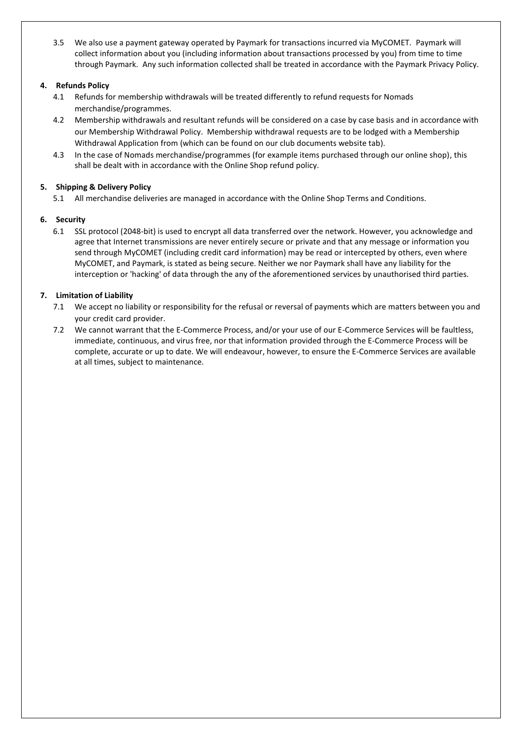3.5 We also use a payment gateway operated by Paymark for transactions incurred via MyCOMET. Paymark will collect information about you (including information about transactions processed by you) from time to time through Paymark. Any such information collected shall be treated in accordance with the Paymark Privacy Policy.

**4. Refunds Policy**

4.1 Refunds for membership withdrawals will be treated differently to refund requests for Nomads merchandise/programmes.

4.2 Membership withdrawals and resultant refunds will be considered on a case by case basis and in accordance with our Membership Withdrawal Policy. Membership withdrawal requests are to be lodged with a Membership Withdrawal Application from (which can be found on our club documents website tab).

4.3 In the case of Nomads merchandise/programmes (for example items purchased through our online shop), this shall be dealt with in accordance with the Online Shop refund policy.

**5. Shipping & Delivery Policy**

5.1 All merchandise deliveries are managed in accordance with the Online Shop Terms and Conditions.

**6. Security**

6.1 SSL protocol (2048-bit) is used to encrypt all data transferred over the network. However, you acknowledge and agree that Internet transmissions are never entirely secure or private and that any message or information you send through MyCOMET (including credit card information) may be read or intercepted by others, even where MyCOMET, and Paymark, is stated as being secure. Neither we nor Paymark shall have any liability for the interception or 'hacking' of data through the any of the aforementioned services by unauthorised third parties.

**7. Limitation of Liability**

7.1 We accept no liability or responsibility for the refusal or reversal of payments which are matters between you and your credit card provider.

7.2 We cannot warrant that the E-Commerce Process, and/or your use of our E-Commerce Services will be faultless, immediate, continuous, and virus free, nor that information provided through the E-Commerce Process will be complete, accurate or up to date. We will endeavour, however, to ensure the E-Commerce Services are available at all times, subject to maintenance.